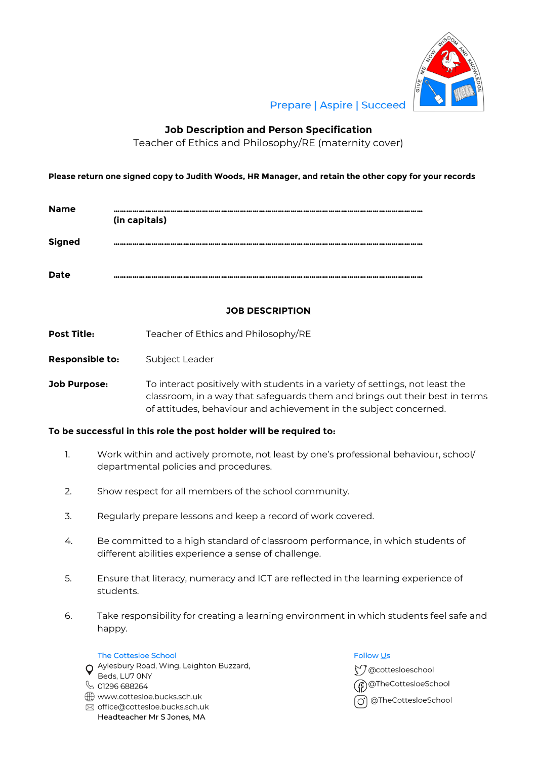Prepare | Aspire | Succeed

# Job Description and Person Specification

Teacher of Ethics and Philosophy/RE (maternity cover)

**Please return one signed copy to Judith Woods, HR Manager, and retain the other copy for your records**

**Name** ……………………………………………………………………………………………………
**(in capitals)**

**Signed** ……………………………………………………………………………………………………

**Date** ……………………………………………………………………………………………………

## JOB DESCRIPTION

**Post Title:** Teacher of Ethics and Philosophy/RE

**Responsible to:** Subject Leader

**Job Purpose:** To interact positively with students in a variety of settings, not least the classroom, in a way that safeguards them and brings out their best in terms of attitudes, behaviour and achievement in the subject concerned.

**To be successful in this role the post holder will be required to:**

1. Work within and actively promote, not least by one's professional behaviour, school/ departmental policies and procedures.
2. Show respect for all members of the school community.
3. Regularly prepare lessons and keep a record of work covered.
4. Be committed to a high standard of classroom performance, in which students of different abilities experience a sense of challenge.
5. Ensure that literacy, numeracy and ICT are reflected in the learning experience of students.
6. Take responsibility for creating a learning environment in which students feel safe and happy.

The Cottesloe School
Aylesbury Road, Wing, Leighton Buzzard, Beds, LU7 0NY
01296 688264
www.cottesloe.bucks.sch.uk
office@cottesloe.bucks.sch.uk
Headteacher Mr S Jones, MA

Follow Us
@cottesloeschool
@TheCottesloeSchool
@TheCottesloeSchool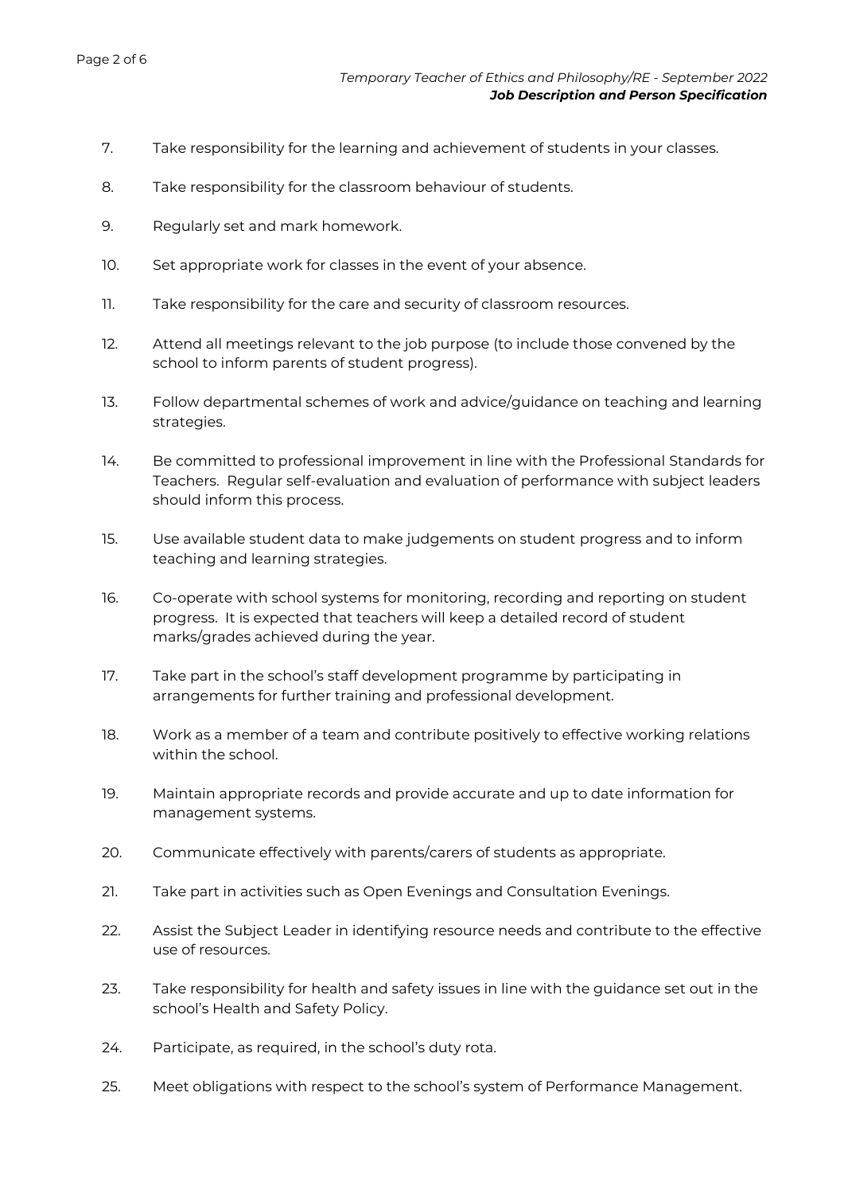7. Take responsibility for the learning and achievement of students in your classes.

8. Take responsibility for the classroom behaviour of students.

9. Regularly set and mark homework.

10. Set appropriate work for classes in the event of your absence.

11. Take responsibility for the care and security of classroom resources.

12. Attend all meetings relevant to the job purpose (to include those convened by the school to inform parents of student progress).

13. Follow departmental schemes of work and advice/guidance on teaching and learning strategies.

14. Be committed to professional improvement in line with the Professional Standards for Teachers. Regular self-evaluation and evaluation of performance with subject leaders should inform this process.

15. Use available student data to make judgements on student progress and to inform teaching and learning strategies.

16. Co-operate with school systems for monitoring, recording and reporting on student progress. It is expected that teachers will keep a detailed record of student marks/grades achieved during the year.

17. Take part in the school's staff development programme by participating in arrangements for further training and professional development.

18. Work as a member of a team and contribute positively to effective working relations within the school.

19. Maintain appropriate records and provide accurate and up to date information for management systems.

20. Communicate effectively with parents/carers of students as appropriate.

21. Take part in activities such as Open Evenings and Consultation Evenings.

22. Assist the Subject Leader in identifying resource needs and contribute to the effective use of resources.

23. Take responsibility for health and safety issues in line with the guidance set out in the school's Health and Safety Policy.

24. Participate, as required, in the school's duty rota.

25. Meet obligations with respect to the school's system of Performance Management.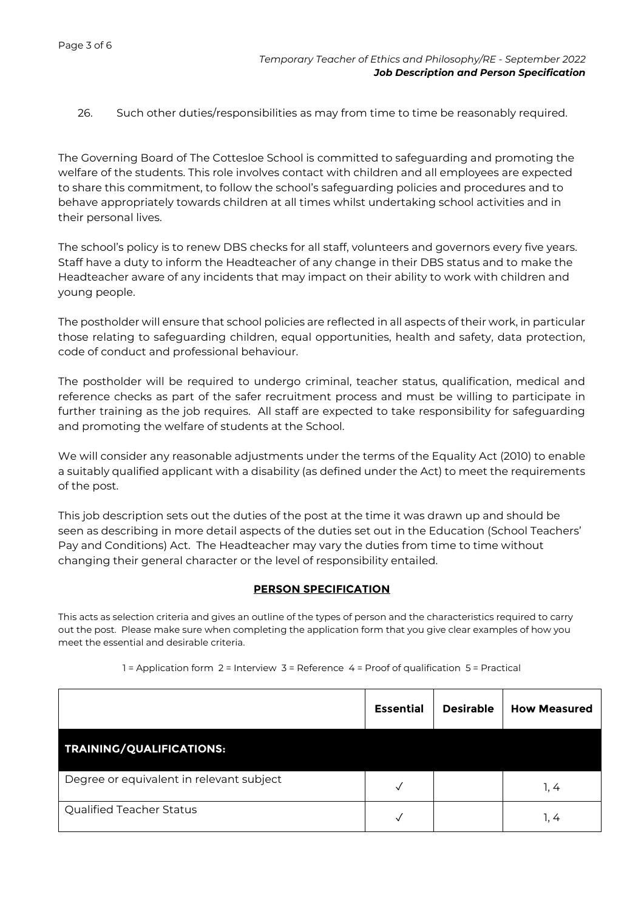26. Such other duties/responsibilities as may from time to time be reasonably required.

The Governing Board of The Cottesloe School is committed to safeguarding and promoting the welfare of the students. This role involves contact with children and all employees are expected to share this commitment, to follow the school's safeguarding policies and procedures and to behave appropriately towards children at all times whilst undertaking school activities and in their personal lives.

The school's policy is to renew DBS checks for all staff, volunteers and governors every five years. Staff have a duty to inform the Headteacher of any change in their DBS status and to make the Headteacher aware of any incidents that may impact on their ability to work with children and young people.

The postholder will ensure that school policies are reflected in all aspects of their work, in particular those relating to safeguarding children, equal opportunities, health and safety, data protection, code of conduct and professional behaviour.

The postholder will be required to undergo criminal, teacher status, qualification, medical and reference checks as part of the safer recruitment process and must be willing to participate in further training as the job requires. All staff are expected to take responsibility for safeguarding and promoting the welfare of students at the School.

We will consider any reasonable adjustments under the terms of the Equality Act (2010) to enable a suitably qualified applicant with a disability (as defined under the Act) to meet the requirements of the post.

This job description sets out the duties of the post at the time it was drawn up and should be seen as describing in more detail aspects of the duties set out in the Education (School Teachers' Pay and Conditions) Act. The Headteacher may vary the duties from time to time without changing their general character or the level of responsibility entailed.

## PERSON SPECIFICATION

This acts as selection criteria and gives an outline of the types of person and the characteristics required to carry out the post. Please make sure when completing the application form that you give clear examples of how you meet the essential and desirable criteria.

1 = Application form 2 = Interview 3 = Reference 4 = Proof of qualification 5 = Practical

| | Essential | Desirable | How Measured |
|---|---|---|---|
| **TRAINING/QUALIFICATIONS:** | | | |
| Degree or equivalent in relevant subject | ✓ | | 1, 4 |
| Qualified Teacher Status | ✓ | | 1, 4 |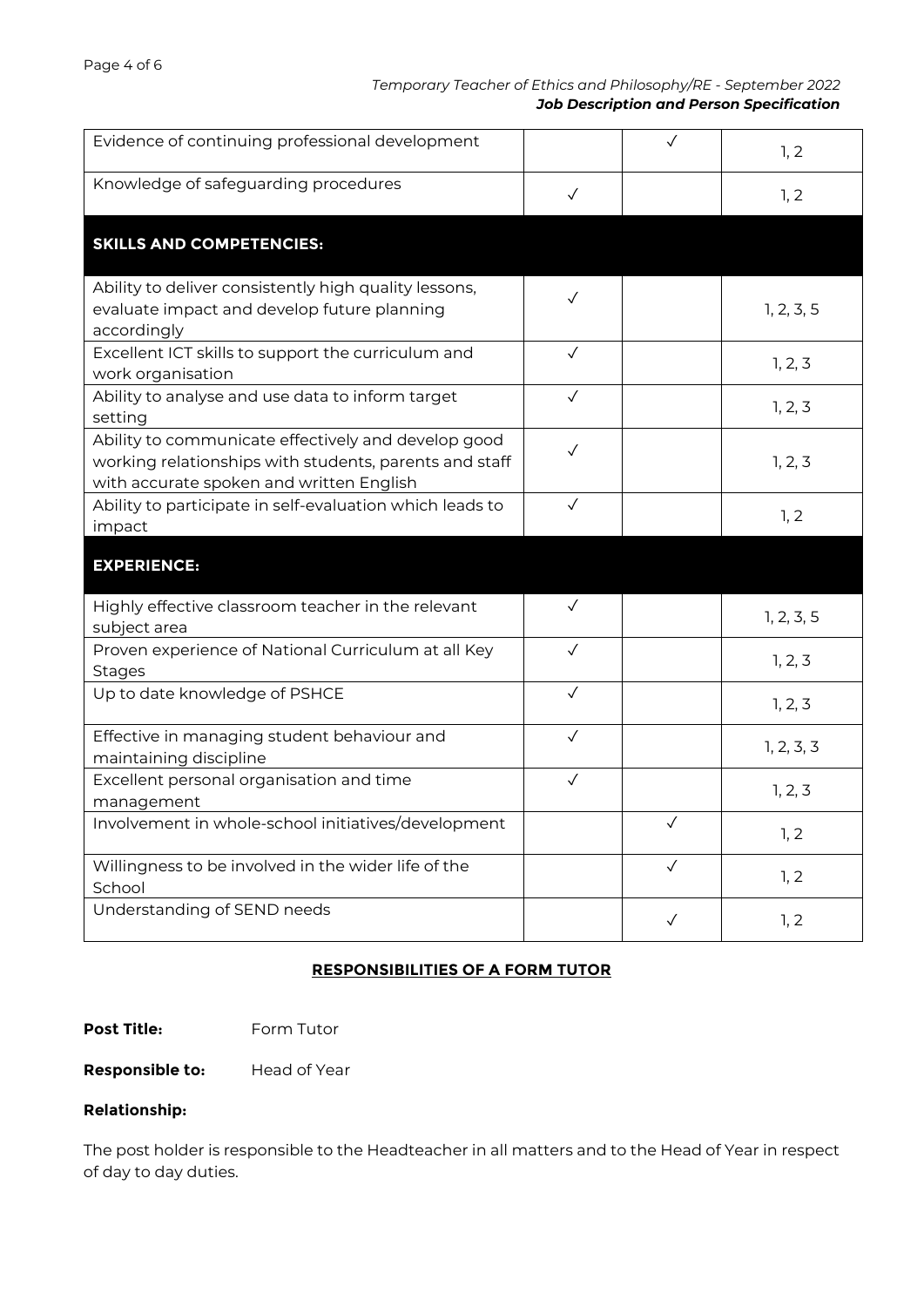| | | | |
|---|---|---|---|
| Evidence of continuing professional development | | ✓ | 1, 2 |
| Knowledge of safeguarding procedures | ✓ | | 1, 2 |
| **SKILLS AND COMPETENCIES:** | | | |
| Ability to deliver consistently high quality lessons, evaluate impact and develop future planning accordingly | ✓ | | 1, 2, 3, 5 |
| Excellent ICT skills to support the curriculum and work organisation | ✓ | | 1, 2, 3 |
| Ability to analyse and use data to inform target setting | ✓ | | 1, 2, 3 |
| Ability to communicate effectively and develop good working relationships with students, parents and staff with accurate spoken and written English | ✓ | | 1, 2, 3 |
| Ability to participate in self-evaluation which leads to impact | ✓ | | 1, 2 |
| **EXPERIENCE:** | | | |
| Highly effective classroom teacher in the relevant subject area | ✓ | | 1, 2, 3, 5 |
| Proven experience of National Curriculum at all Key Stages | ✓ | | 1, 2, 3 |
| Up to date knowledge of PSHCE | ✓ | | 1, 2, 3 |
| Effective in managing student behaviour and maintaining discipline | ✓ | | 1, 2, 3, 3 |
| Excellent personal organisation and time management | ✓ | | 1, 2, 3 |
| Involvement in whole-school initiatives/development | | ✓ | 1, 2 |
| Willingness to be involved in the wider life of the School | | ✓ | 1, 2 |
| Understanding of SEND needs | | ✓ | 1, 2 |

## RESPONSIBILITIES OF A FORM TUTOR

**Post Title:** Form Tutor

**Responsible to:** Head of Year

**Relationship:**

The post holder is responsible to the Headteacher in all matters and to the Head of Year in respect of day to day duties.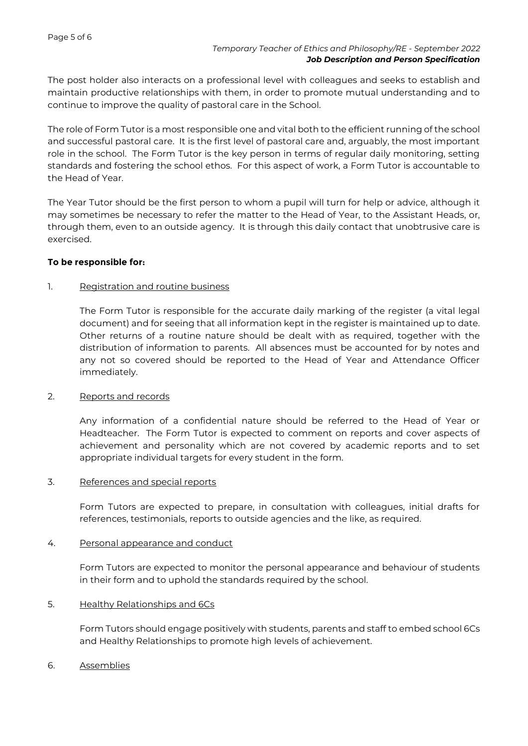The post holder also interacts on a professional level with colleagues and seeks to establish and maintain productive relationships with them, in order to promote mutual understanding and to continue to improve the quality of pastoral care in the School.

The role of Form Tutor is a most responsible one and vital both to the efficient running of the school and successful pastoral care. It is the first level of pastoral care and, arguably, the most important role in the school. The Form Tutor is the key person in terms of regular daily monitoring, setting standards and fostering the school ethos. For this aspect of work, a Form Tutor is accountable to the Head of Year.

The Year Tutor should be the first person to whom a pupil will turn for help or advice, although it may sometimes be necessary to refer the matter to the Head of Year, to the Assistant Heads, or, through them, even to an outside agency. It is through this daily contact that unobtrusive care is exercised.

**To be responsible for:**

1. <u>Registration and routine business</u>

   The Form Tutor is responsible for the accurate daily marking of the register (a vital legal document) and for seeing that all information kept in the register is maintained up to date. Other returns of a routine nature should be dealt with as required, together with the distribution of information to parents. All absences must be accounted for by notes and any not so covered should be reported to the Head of Year and Attendance Officer immediately.

2. <u>Reports and records</u>

   Any information of a confidential nature should be referred to the Head of Year or Headteacher. The Form Tutor is expected to comment on reports and cover aspects of achievement and personality which are not covered by academic reports and to set appropriate individual targets for every student in the form.

3. <u>References and special reports</u>

   Form Tutors are expected to prepare, in consultation with colleagues, initial drafts for references, testimonials, reports to outside agencies and the like, as required.

4. <u>Personal appearance and conduct</u>

   Form Tutors are expected to monitor the personal appearance and behaviour of students in their form and to uphold the standards required by the school.

5. <u>Healthy Relationships and 6Cs</u>

   Form Tutors should engage positively with students, parents and staff to embed school 6Cs and Healthy Relationships to promote high levels of achievement.

6. <u>Assemblies</u>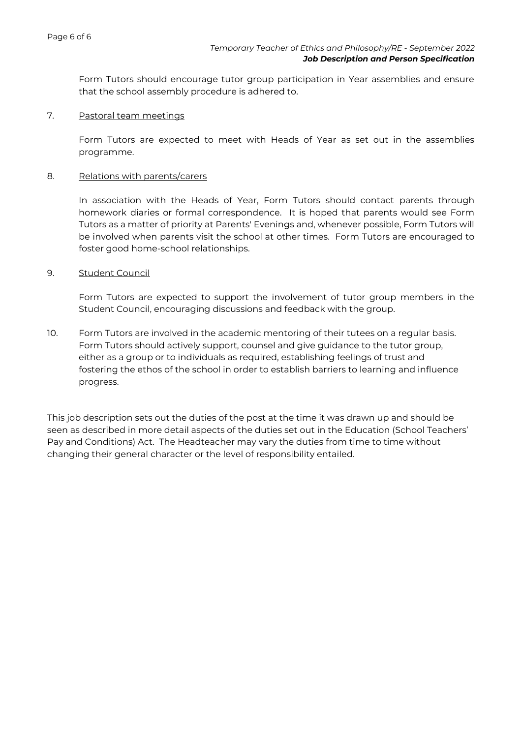Form Tutors should encourage tutor group participation in Year assemblies and ensure that the school assembly procedure is adhered to.

7. <u>Pastoral team meetings</u>

   Form Tutors are expected to meet with Heads of Year as set out in the assemblies programme.

8. <u>Relations with parents/carers</u>

   In association with the Heads of Year, Form Tutors should contact parents through homework diaries or formal correspondence. It is hoped that parents would see Form Tutors as a matter of priority at Parents' Evenings and, whenever possible, Form Tutors will be involved when parents visit the school at other times. Form Tutors are encouraged to foster good home-school relationships.

9. <u>Student Council</u>

   Form Tutors are expected to support the involvement of tutor group members in the Student Council, encouraging discussions and feedback with the group.

10. Form Tutors are involved in the academic mentoring of their tutees on a regular basis. Form Tutors should actively support, counsel and give guidance to the tutor group, either as a group or to individuals as required, establishing feelings of trust and fostering the ethos of the school in order to establish barriers to learning and influence progress.

This job description sets out the duties of the post at the time it was drawn up and should be seen as described in more detail aspects of the duties set out in the Education (School Teachers' Pay and Conditions) Act. The Headteacher may vary the duties from time to time without changing their general character or the level of responsibility entailed.